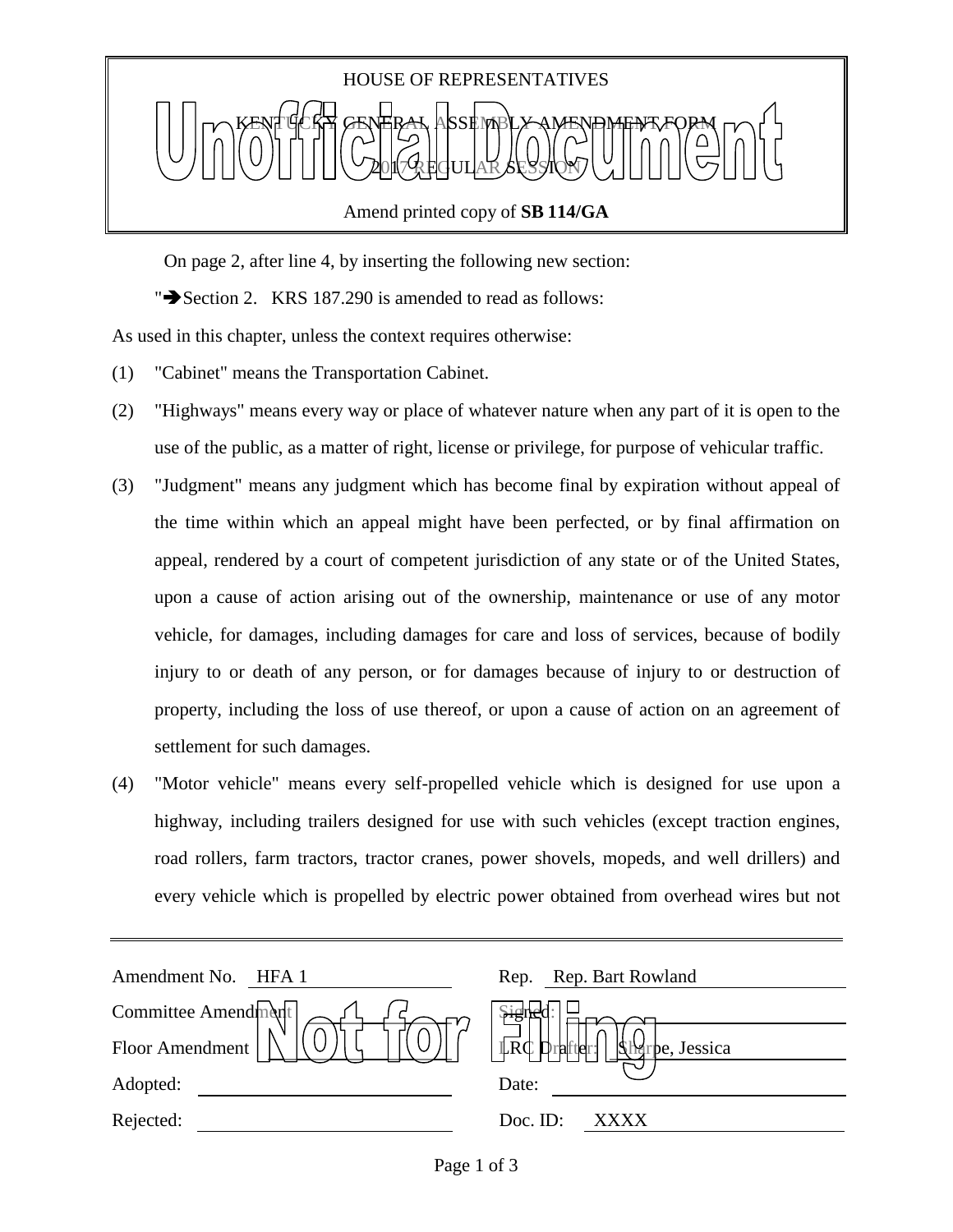HOUSE OF REPRESENTATIVES

KENTUCKY GENERAL ASSEMBLY AMENDMENT FORM

2017 REGULAR SESSION

Amend printed copy of **SB 114/GA**

Unofficial Document

On page 2, after line 4, by inserting the following new section:

"➔Section 2. KRS 187.290 is amended to read as follows:

As used in this chapter, unless the context requires otherwise:

(1) "Cabinet" means the Transportation Cabinet.

(2) "Highways" means every way or place of whatever nature when any part of it is open to the use of the public, as a matter of right, license or privilege, for purpose of vehicular traffic.

(3) "Judgment" means any judgment which has become final by expiration without appeal of the time within which an appeal might have been perfected, or by final affirmation on appeal, rendered by a court of competent jurisdiction of any state or of the United States, upon a cause of action arising out of the ownership, maintenance or use of any motor vehicle, for damages, including damages for care and loss of services, because of bodily injury to or death of any person, or for damages because of injury to or destruction of property, including the loss of use thereof, or upon a cause of action on an agreement of settlement for such damages.

(4) "Motor vehicle" means every self-propelled vehicle which is designed for use upon a highway, including trailers designed for use with such vehicles (except traction engines, road rollers, farm tractors, tractor cranes, power shovels, mopeds, and well drillers) and every vehicle which is propelled by electric power obtained from overhead wires but not

---

| | | | |
|---|---|---|---|
| Amendment No. | HFA 1 | Rep. | Rep. Bart Rowland |
| Committee Amendment | | Signed: | |
| Floor Amendment | | LRC Drafter: | Sharpe, Jessica |
| Adopted: | | Date: | |
| Rejected: | | Doc. ID: | XXXX |

Not for Filing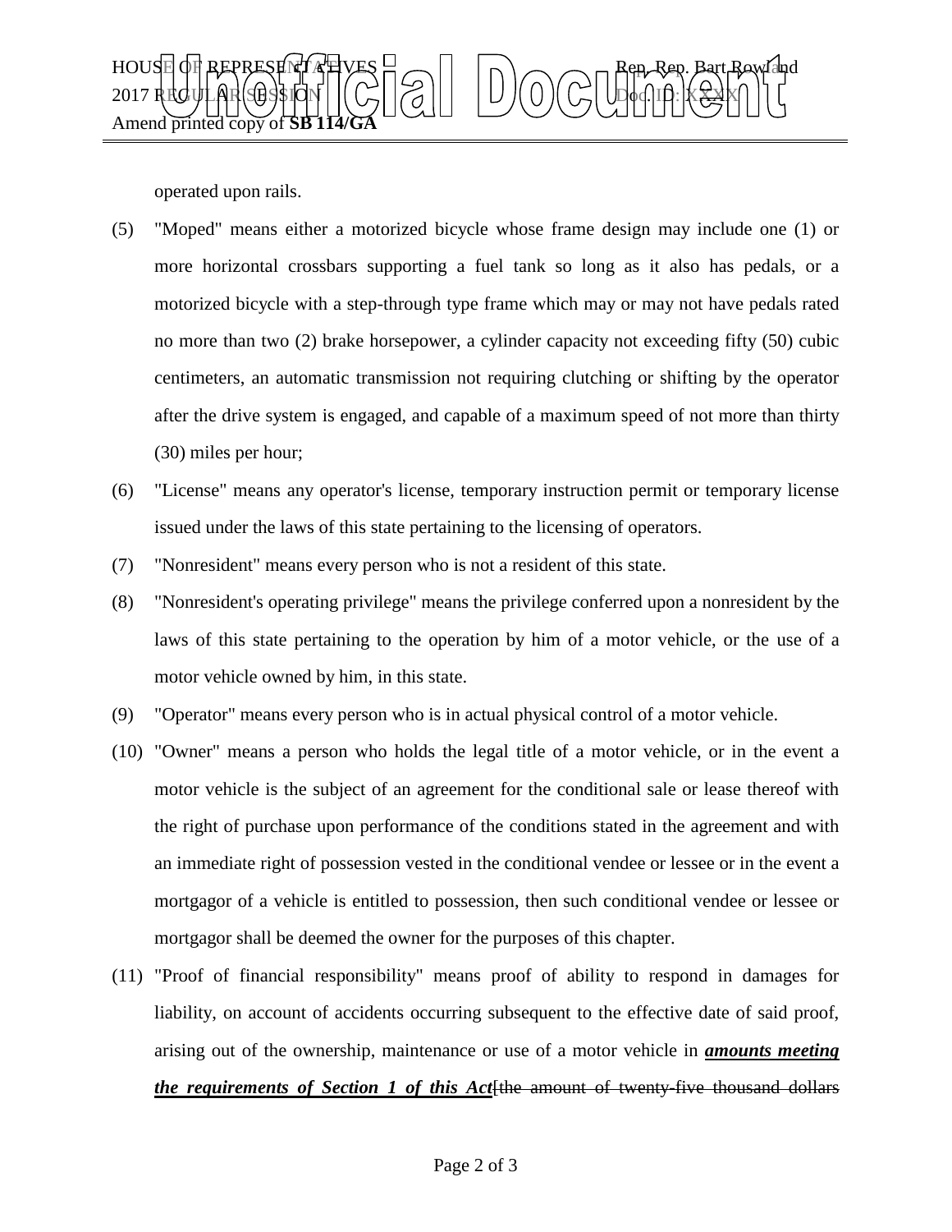operated upon rails.

(5) "Moped" means either a motorized bicycle whose frame design may include one (1) or more horizontal crossbars supporting a fuel tank so long as it also has pedals, or a motorized bicycle with a step-through type frame which may or may not have pedals rated no more than two (2) brake horsepower, a cylinder capacity not exceeding fifty (50) cubic centimeters, an automatic transmission not requiring clutching or shifting by the operator after the drive system is engaged, and capable of a maximum speed of not more than thirty (30) miles per hour;

(6) "License" means any operator's license, temporary instruction permit or temporary license issued under the laws of this state pertaining to the licensing of operators.

(7) "Nonresident" means every person who is not a resident of this state.

(8) "Nonresident's operating privilege" means the privilege conferred upon a nonresident by the laws of this state pertaining to the operation by him of a motor vehicle, or the use of a motor vehicle owned by him, in this state.

(9) "Operator" means every person who is in actual physical control of a motor vehicle.

(10) "Owner" means a person who holds the legal title of a motor vehicle, or in the event a motor vehicle is the subject of an agreement for the conditional sale or lease thereof with the right of purchase upon performance of the conditions stated in the agreement and with an immediate right of possession vested in the conditional vendee or lessee or in the event a mortgagor of a vehicle is entitled to possession, then such conditional vendee or lessee or mortgagor shall be deemed the owner for the purposes of this chapter.

(11) "Proof of financial responsibility" means proof of ability to respond in damages for liability, on account of accidents occurring subsequent to the effective date of said proof, arising out of the ownership, maintenance or use of a motor vehicle in ***amounts meeting the requirements of Section 1 of this Act***[~~the amount of twenty-five thousand dollars~~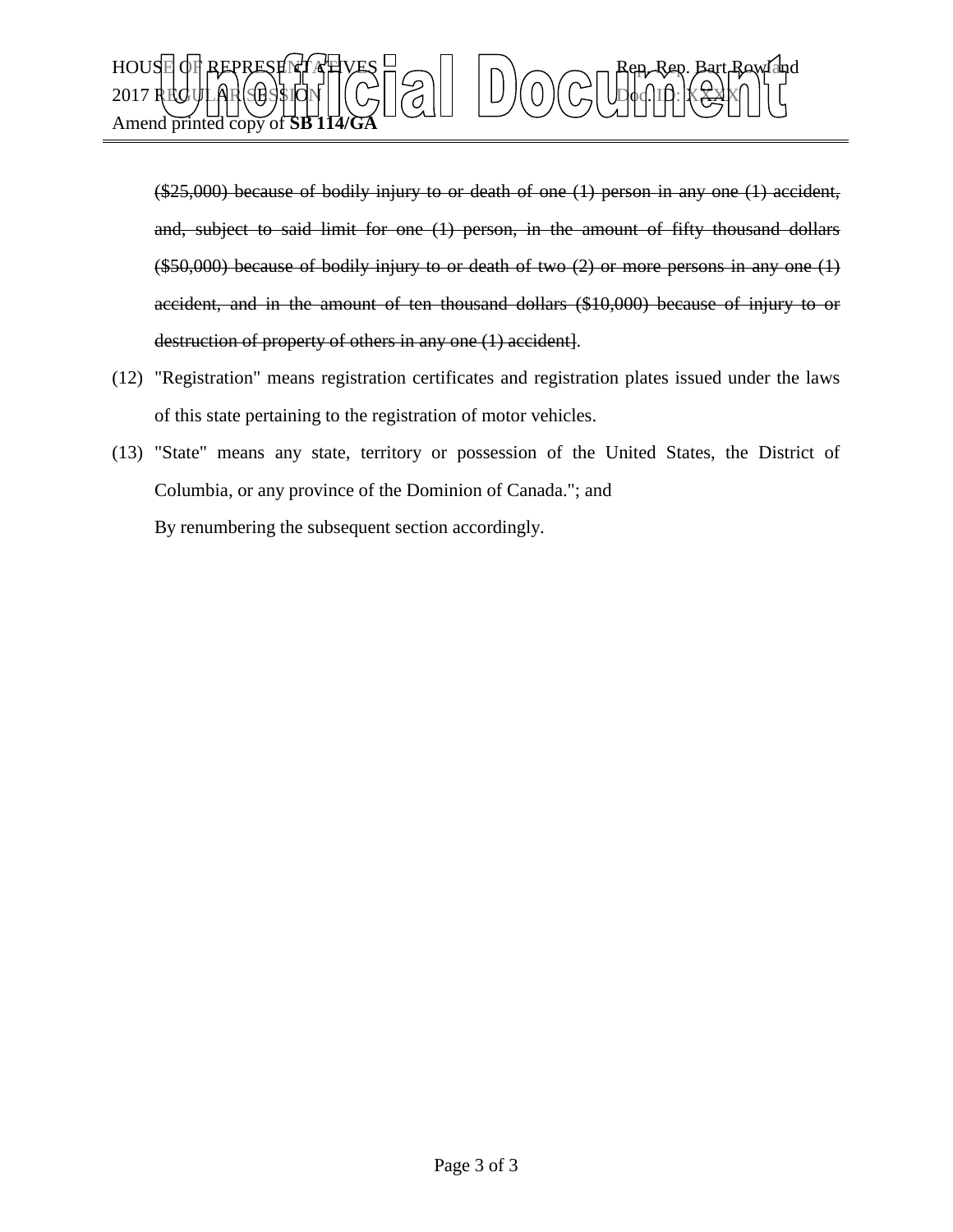~~($25,000) because of bodily injury to or death of one (1) person in any one (1) accident, and, subject to said limit for one (1) person, in the amount of fifty thousand dollars ($50,000) because of bodily injury to or death of two (2) or more persons in any one (1) accident, and in the amount of ten thousand dollars ($10,000) because of injury to or destruction of property of others in any one (1) accident~~].

(12) "Registration" means registration certificates and registration plates issued under the laws of this state pertaining to the registration of motor vehicles.

(13) "State" means any state, territory or possession of the United States, the District of Columbia, or any province of the Dominion of Canada."; and

By renumbering the subsequent section accordingly.